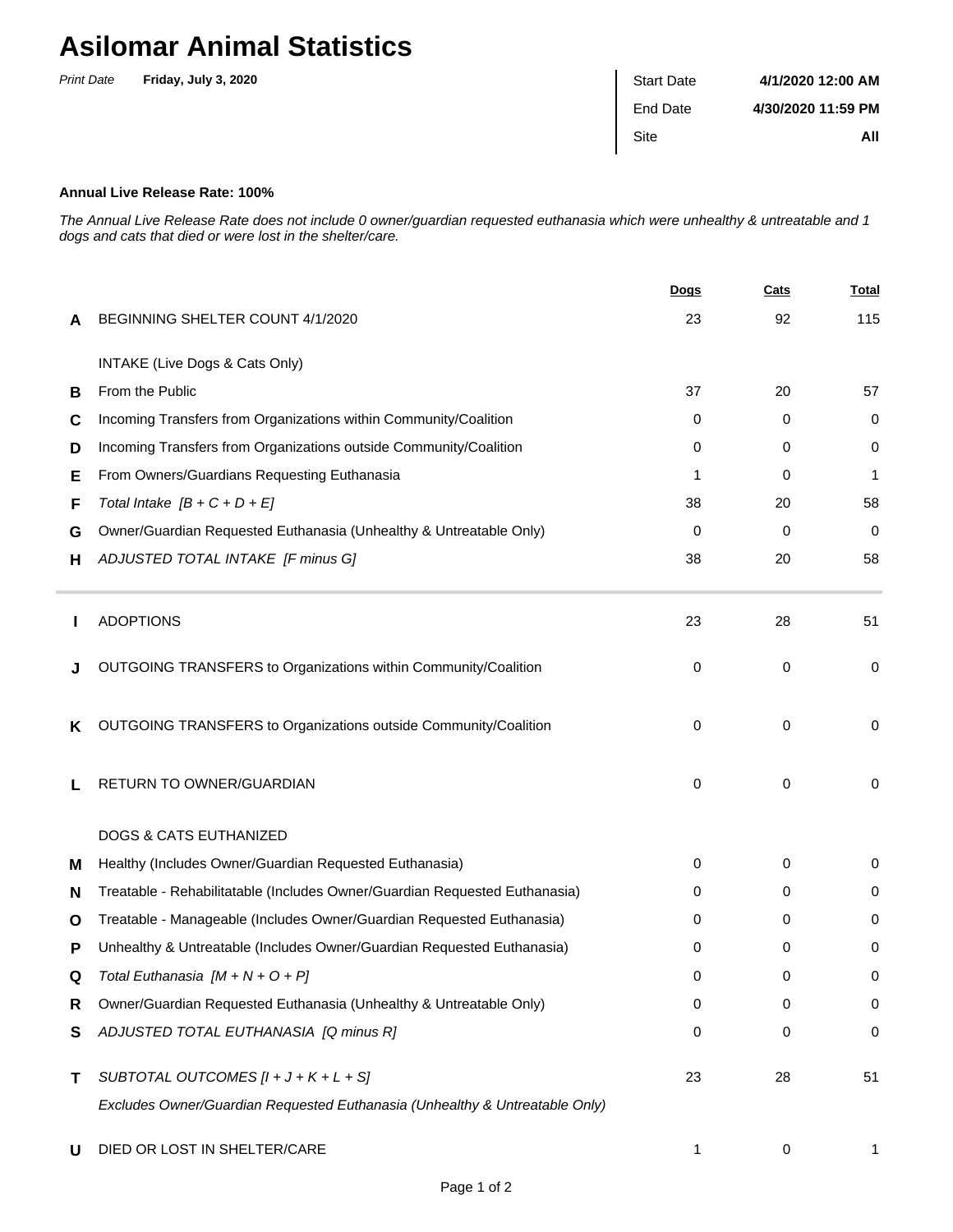# Asilomar Animal Statistics

*Print Date* **Friday, July 3, 2020**

| | |
|---|---|
| Start Date | **4/1/2020 12:00 AM** |
| End Date | **4/30/2020 11:59 PM** |
| Site | **All** |

**Annual Live Release Rate: 100%**

*The Annual Live Release Rate does not include 0 owner/guardian requested euthanasia which were unhealthy & untreatable and 1 dogs and cats that died or were lost in the shelter/care.*

| | | Dogs | Cats | Total |
|---|---|---|---|---|
| **A** | BEGINNING SHELTER COUNT 4/1/2020 | 23 | 92 | 115 |
| | INTAKE (Live Dogs & Cats Only) | | | |
| **B** | From the Public | 37 | 20 | 57 |
| **C** | Incoming Transfers from Organizations within Community/Coalition | 0 | 0 | 0 |
| **D** | Incoming Transfers from Organizations outside Community/Coalition | 0 | 0 | 0 |
| **E** | From Owners/Guardians Requesting Euthanasia | 1 | 0 | 1 |
| **F** | *Total Intake [B + C + D + E]* | 38 | 20 | 58 |
| **G** | Owner/Guardian Requested Euthanasia (Unhealthy & Untreatable Only) | 0 | 0 | 0 |
| **H** | *ADJUSTED TOTAL INTAKE [F minus G]* | 38 | 20 | 58 |
| **I** | ADOPTIONS | 23 | 28 | 51 |
| **J** | OUTGOING TRANSFERS to Organizations within Community/Coalition | 0 | 0 | 0 |
| **K** | OUTGOING TRANSFERS to Organizations outside Community/Coalition | 0 | 0 | 0 |
| **L** | RETURN TO OWNER/GUARDIAN | 0 | 0 | 0 |
| | DOGS & CATS EUTHANIZED | | | |
| **M** | Healthy (Includes Owner/Guardian Requested Euthanasia) | 0 | 0 | 0 |
| **N** | Treatable - Rehabilitatable (Includes Owner/Guardian Requested Euthanasia) | 0 | 0 | 0 |
| **O** | Treatable - Manageable (Includes Owner/Guardian Requested Euthanasia) | 0 | 0 | 0 |
| **P** | Unhealthy & Untreatable (Includes Owner/Guardian Requested Euthanasia) | 0 | 0 | 0 |
| **Q** | *Total Euthanasia [M + N + O + P]* | 0 | 0 | 0 |
| **R** | Owner/Guardian Requested Euthanasia (Unhealthy & Untreatable Only) | 0 | 0 | 0 |
| **S** | *ADJUSTED TOTAL EUTHANASIA [Q minus R]* | 0 | 0 | 0 |
| **T** | *SUBTOTAL OUTCOMES [I + J + K + L + S]* | 23 | 28 | 51 |
| | *Excludes Owner/Guardian Requested Euthanasia (Unhealthy & Untreatable Only)* | | | |
| **U** | DIED OR LOST IN SHELTER/CARE | 1 | 0 | 1 |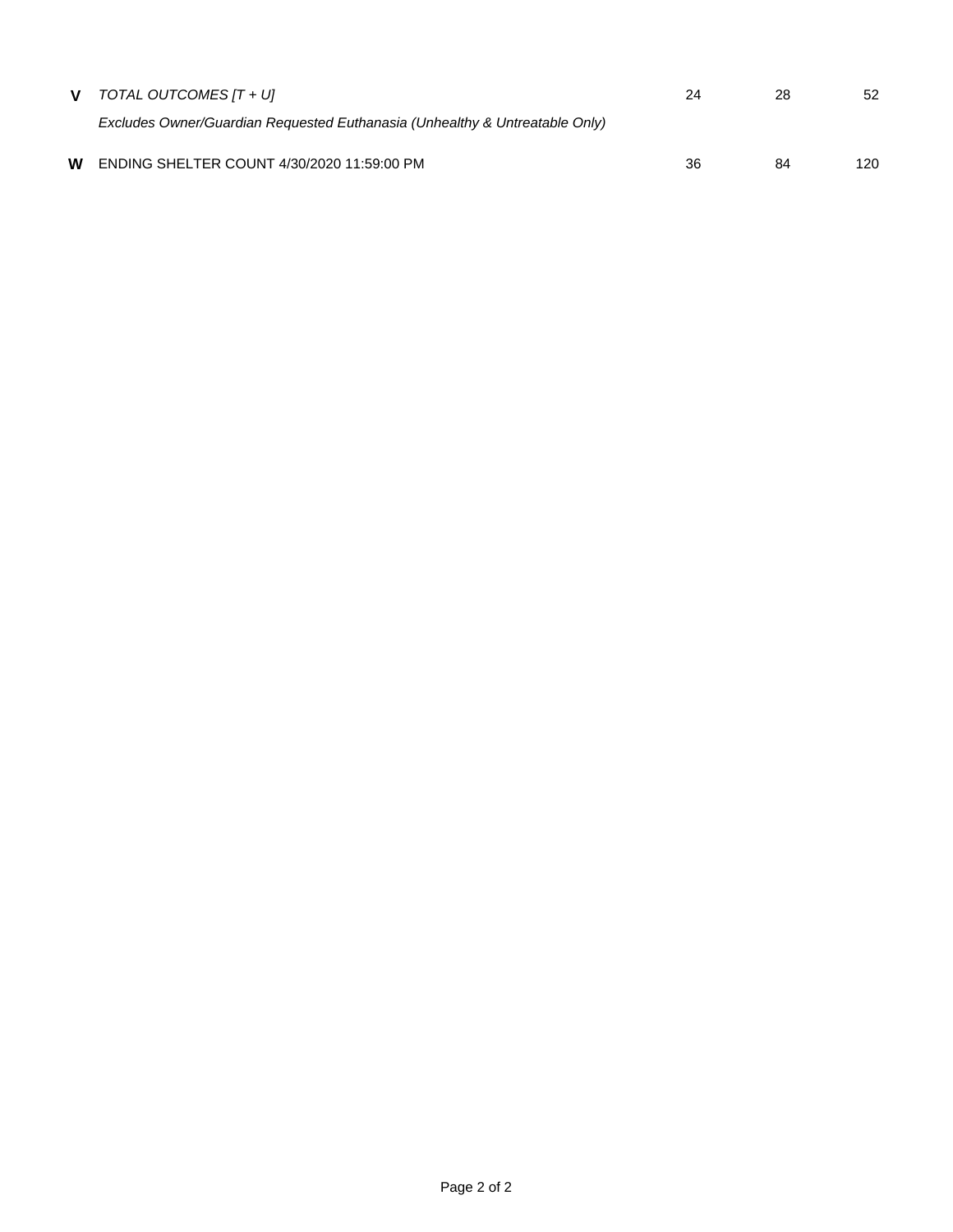| | | | | |
|---|---|---|---|---|
| **V** | *TOTAL OUTCOMES [T + U]* | 24 | 28 | 52 |
| | *Excludes Owner/Guardian Requested Euthanasia (Unhealthy & Untreatable Only)* | | | |
| **W** | ENDING SHELTER COUNT 4/30/2020 11:59:00 PM | 36 | 84 | 120 |